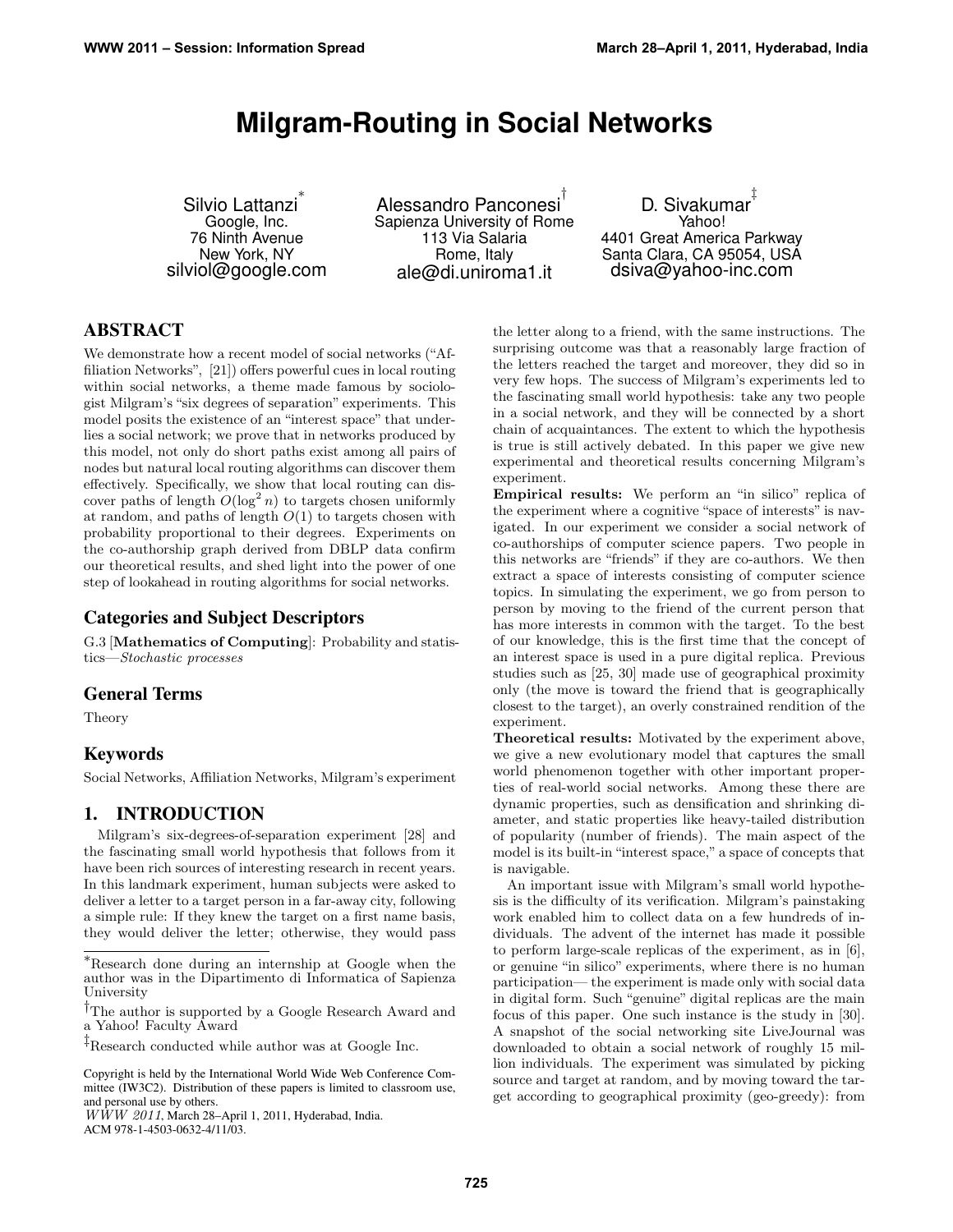# Milgram-Routing in Social Networks

Silvio Lattanzi[*]
Google, Inc.
76 Ninth Avenue
New York, NY
silviol@google.com

Alessandro Panconesi[†]
Sapienza University of Rome
113 Via Salaria
Rome, Italy
ale@di.uniroma1.it

D. Sivakumar[‡]
Yahoo!
4401 Great America Parkway
Santa Clara, CA 95054, USA
dsiva@yahoo-inc.com

## ABSTRACT

We demonstrate how a recent model of social networks ("Affiliation Networks", [21]) offers powerful cues in local routing within social networks, a theme made famous by sociologist Milgram's "six degrees of separation" experiments. This model posits the existence of an "interest space" that underlies a social network; we prove that in networks produced by this model, not only do short paths exist among all pairs of nodes but natural local routing algorithms can discover them effectively. Specifically, we show that local routing can discover paths of length $O(\log^2 n)$ to targets chosen uniformly at random, and paths of length $O(1)$ to targets chosen with probability proportional to their degrees. Experiments on the co-authorship graph derived from DBLP data confirm our theoretical results, and shed light into the power of one step of lookahead in routing algorithms for social networks.

## Categories and Subject Descriptors

G.3 [**Mathematics of Computing**]: Probability and statistics—*Stochastic processes*

## General Terms

Theory

## Keywords

Social Networks, Affiliation Networks, Milgram's experiment

## 1. INTRODUCTION

Milgram's six-degrees-of-separation experiment [28] and the fascinating small world hypothesis that follows from it have been rich sources of interesting research in recent years. In this landmark experiment, human subjects were asked to deliver a letter to a target person in a far-away city, following a simple rule: If they knew the target on a first name basis, they would deliver the letter; otherwise, they would pass the letter along to a friend, with the same instructions. The surprising outcome was that a reasonably large fraction of the letters reached the target and moreover, they did so in very few hops. The success of Milgram's experiments led to the fascinating small world hypothesis: take any two people in a social network, and they will be connected by a short chain of acquaintances. The extent to which the hypothesis is true is still actively debated. In this paper we give new experimental and theoretical results concerning Milgram's experiment.

**Empirical results:** We perform an "in silico" replica of the experiment where a cognitive "space of interests" is navigated. In our experiment we consider a social network of co-authorships of computer science papers. Two people in this networks are "friends" if they are co-authors. We then extract a space of interests consisting of computer science topics. In simulating the experiment, we go from person to person by moving to the friend of the current person that has more interests in common with the target. To the best of our knowledge, this is the first time that the concept of an interest space is used in a pure digital replica. Previous studies such as [25, 30] made use of geographical proximity only (the move is toward the friend that is geographically closest to the target), an overly constrained rendition of the experiment.

**Theoretical results:** Motivated by the experiment above, we give a new evolutionary model that captures the small world phenomenon together with other important properties of real-world social networks. Among these there are dynamic properties, such as densification and shrinking diameter, and static properties like heavy-tailed distribution of popularity (number of friends). The main aspect of the model is its built-in "interest space," a space of concepts that is navigable.

An important issue with Milgram's small world hypothesis is the difficulty of its verification. Milgram's painstaking work enabled him to collect data on a few hundreds of individuals. The advent of the internet has made it possible to perform large-scale replicas of the experiment, as in [6], or genuine "in silico" experiments, where there is no human participation— the experiment is made only with social data in digital form. Such "genuine" digital replicas are the main focus of this paper. One such instance is the study in [30]. A snapshot of the social networking site LiveJournal was downloaded to obtain a social network of roughly 15 million individuals. The experiment was simulated by picking source and target at random, and by moving toward the target according to geographical proximity (geo-greedy): from

---

[*] Research done during an internship at Google when the author was in the Dipartimento di Informatica of Sapienza University

[†] The author is supported by a Google Research Award and a Yahoo! Faculty Award

[‡] Research conducted while author was at Google Inc.

Copyright is held by the International World Wide Web Conference Committee (IW3C2). Distribution of these papers is limited to classroom use, and personal use by others.
*WWW 2011*, March 28–April 1, 2011, Hyderabad, India.
ACM 978-1-4503-0632-4/11/03.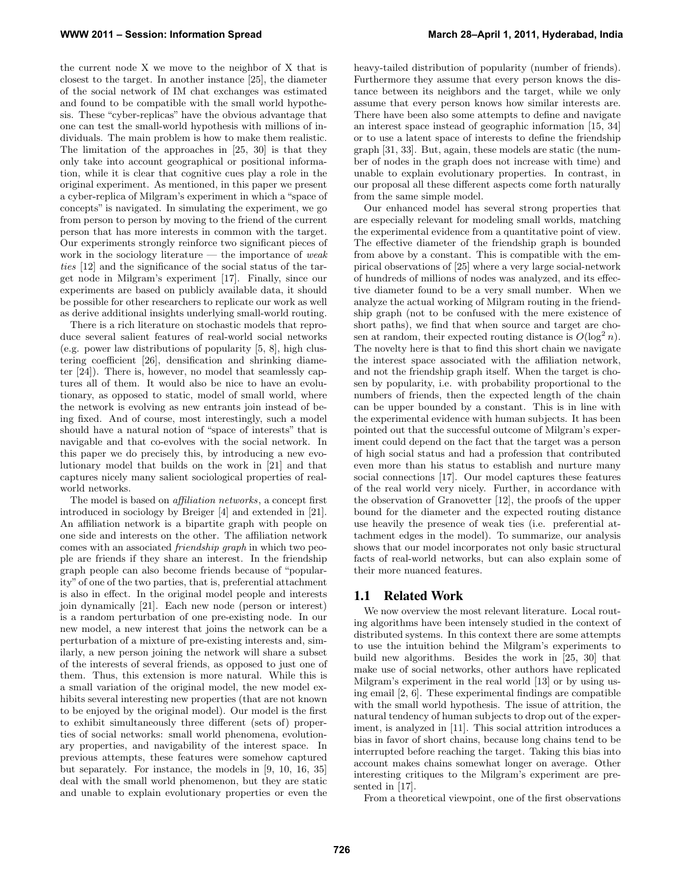the current node X we move to the neighbor of X that is closest to the target. In another instance [25], the diameter of the social network of IM chat exchanges was estimated and found to be compatible with the small world hypothesis. These "cyber-replicas" have the obvious advantage that one can test the small-world hypothesis with millions of individuals. The main problem is how to make them realistic. The limitation of the approaches in [25, 30] is that they only take into account geographical or positional information, while it is clear that cognitive cues play a role in the original experiment. As mentioned, in this paper we present a cyber-replica of Milgram's experiment in which a "space of concepts" is navigated. In simulating the experiment, we go from person to person by moving to the friend of the current person that has more interests in common with the target. Our experiments strongly reinforce two significant pieces of work in the sociology literature — the importance of *weak ties* [12] and the significance of the social status of the target node in Milgram's experiment [17]. Finally, since our experiments are based on publicly available data, it should be possible for other researchers to replicate our work as well as derive additional insights underlying small-world routing.

There is a rich literature on stochastic models that reproduce several salient features of real-world social networks (e.g. power law distributions of popularity [5, 8], high clustering coefficient [26], densification and shrinking diameter [24]). There is, however, no model that seamlessly captures all of them. It would also be nice to have an evolutionary, as opposed to static, model of small world, where the network is evolving as new entrants join instead of being fixed. And of course, most interestingly, such a model should have a natural notion of "space of interests" that is navigable and that co-evolves with the social network. In this paper we do precisely this, by introducing a new evolutionary model that builds on the work in [21] and that captures nicely many salient sociological properties of real-world networks.

The model is based on *affiliation networks*, a concept first introduced in sociology by Breiger [4] and extended in [21]. An affiliation network is a bipartite graph with people on one side and interests on the other. The affiliation network comes with an associated *friendship graph* in which two people are friends if they share an interest. In the friendship graph people can also become friends because of "popularity" of one of the two parties, that is, preferential attachment is also in effect. In the original model people and interests join dynamically [21]. Each new node (person or interest) is a random perturbation of one pre-existing node. In our new model, a new interest that joins the network can be a perturbation of a mixture of pre-existing interests and, similarly, a new person joining the network will share a subset of the interests of several friends, as opposed to just one of them. Thus, this extension is more natural. While this is a small variation of the original model, the new model exhibits several interesting new properties (that are not known to be enjoyed by the original model). Our model is the first to exhibit simultaneously three different (sets of) properties of social networks: small world phenomena, evolutionary properties, and navigability of the interest space. In previous attempts, these features were somehow captured but separately. For instance, the models in [9, 10, 16, 35] deal with the small world phenomenon, but they are static and unable to explain evolutionary properties or even the heavy-tailed distribution of popularity (number of friends). Furthermore they assume that every person knows the distance between its neighbors and the target, while we only assume that every person knows how similar interests are. There have been also some attempts to define and navigate an interest space instead of geographic information [15, 34] or to use a latent space of interests to define the friendship graph [31, 33]. But, again, these models are static (the number of nodes in the graph does not increase with time) and unable to explain evolutionary properties. In contrast, in our proposal all these different aspects come forth naturally from the same simple model.

Our enhanced model has several strong properties that are especially relevant for modeling small worlds, matching the experimental evidence from a quantitative point of view. The effective diameter of the friendship graph is bounded from above by a constant. This is compatible with the empirical observations of [25] where a very large social-network of hundreds of millions of nodes was analyzed, and its effective diameter found to be a very small number. When we analyze the actual working of Milgram routing in the friendship graph (not to be confused with the mere existence of short paths), we find that when source and target are chosen at random, their expected routing distance is $O(\log^2 n)$. The novelty here is that to find this short chain we navigate the interest space associated with the affiliation network, and not the friendship graph itself. When the target is chosen by popularity, i.e. with probability proportional to the numbers of friends, then the expected length of the chain can be upper bounded by a constant. This is in line with the experimental evidence with human subjects. It has been pointed out that the successful outcome of Milgram's experiment could depend on the fact that the target was a person of high social status and had a profession that contributed even more than his status to establish and nurture many social connections [17]. Our model captures these features of the real world very nicely. Further, in accordance with the observation of Granovetter [12], the proofs of the upper bound for the diameter and the expected routing distance use heavily the presence of weak ties (i.e. preferential attachment edges in the model). To summarize, our analysis shows that our model incorporates not only basic structural facts of real-world networks, but can also explain some of their more nuanced features.

## 1.1 Related Work

We now overview the most relevant literature. Local routing algorithms have been intensely studied in the context of distributed systems. In this context there are some attempts to use the intuition behind the Milgram's experiments to build new algorithms. Besides the work in [25, 30] that make use of social networks, other authors have replicated Milgram's experiment in the real world [13] or by using using email [2, 6]. These experimental findings are compatible with the small world hypothesis. The issue of attrition, the natural tendency of human subjects to drop out of the experiment, is analyzed in [11]. This social attrition introduces a bias in favor of short chains, because long chains tend to be interrupted before reaching the target. Taking this bias into account makes chains somewhat longer on average. Other interesting critiques to the Milgram's experiment are presented in [17].

From a theoretical viewpoint, one of the first observations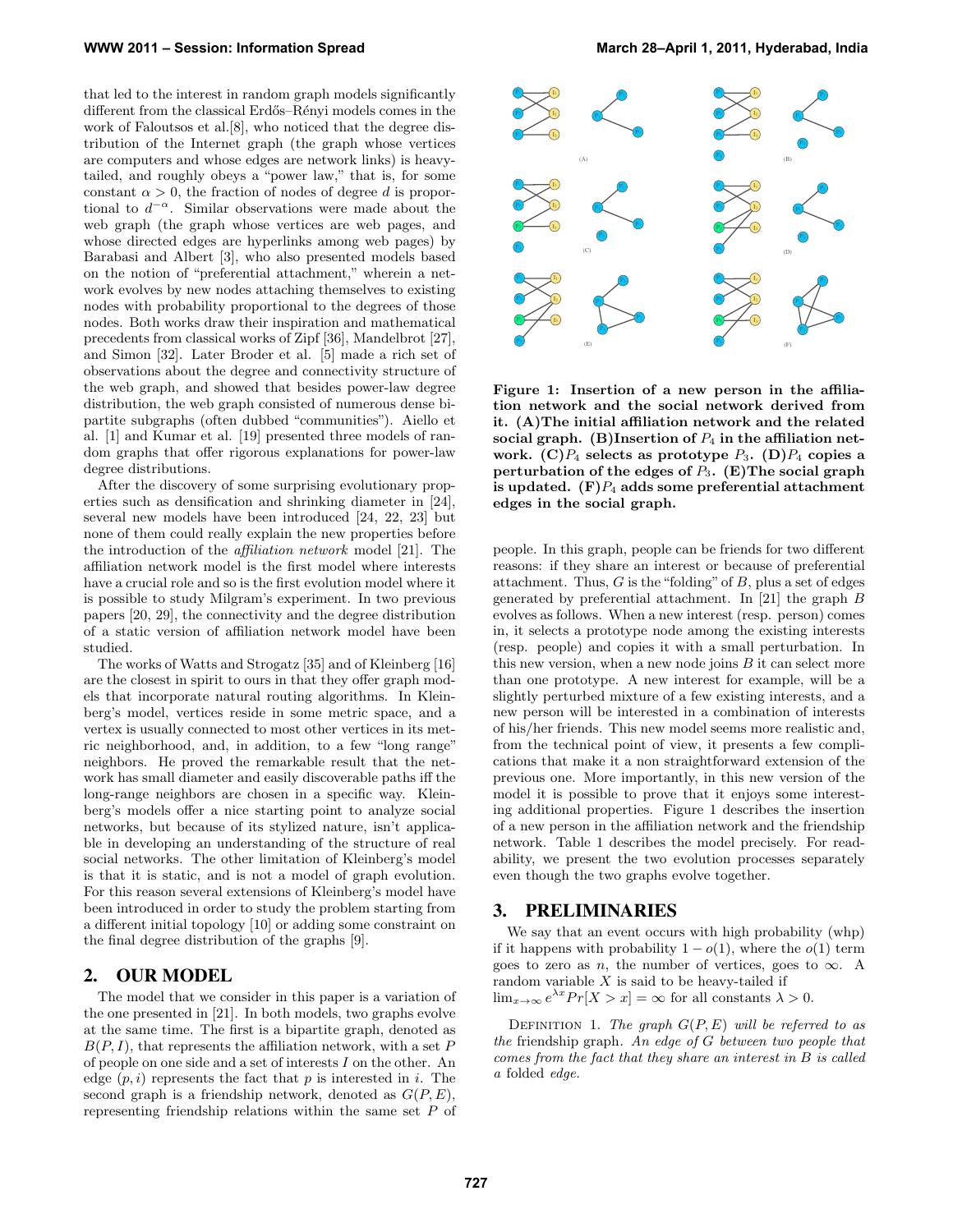that led to the interest in random graph models significantly different from the classical Erdős–Rényi models comes in the work of Faloutsos et al.[8], who noticed that the degree distribution of the Internet graph (the graph whose vertices are computers and whose edges are network links) is heavy-tailed, and roughly obeys a "power law," that is, for some constant $\alpha > 0$, the fraction of nodes of degree $d$ is proportional to $d^{-\alpha}$. Similar observations were made about the web graph (the graph whose vertices are web pages, and whose directed edges are hyperlinks among web pages) by Barabasi and Albert [3], who also presented models based on the notion of "preferential attachment," wherein a network evolves by new nodes attaching themselves to existing nodes with probability proportional to the degrees of those nodes. Both works draw their inspiration and mathematical precedents from classical works of Zipf [36], Mandelbrot [27], and Simon [32]. Later Broder et al. [5] made a rich set of observations about the degree and connectivity structure of the web graph, and showed that besides power-law degree distribution, the web graph consisted of numerous dense bipartite subgraphs (often dubbed "communities"). Aiello et al. [1] and Kumar et al. [19] presented three models of random graphs that offer rigorous explanations for power-law degree distributions.

After the discovery of some surprising evolutionary properties such as densification and shrinking diameter in [24], several new models have been introduced [24, 22, 23] but none of them could really explain the new properties before the introduction of the *affiliation network* model [21]. The affiliation network model is the first model where interests have a crucial role and so is the first evolution model where it is possible to study Milgram's experiment. In two previous papers [20, 29], the connectivity and the degree distribution of a static version of affiliation network model have been studied.

The works of Watts and Strogatz [35] and of Kleinberg [16] are the closest in spirit to ours in that they offer graph models that incorporate natural routing algorithms. In Kleinberg's model, vertices reside in some metric space, and a vertex is usually connected to most other vertices in its metric neighborhood, and, in addition, to a few "long range" neighbors. He proved the remarkable result that the network has small diameter and easily discoverable paths iff the long-range neighbors are chosen in a specific way. Kleinberg's models offer a nice starting point to analyze social networks, but because of its stylized nature, isn't applicable in developing an understanding of the structure of real social networks. The other limitation of Kleinberg's model is that it is static, and is not a model of graph evolution. For this reason several extensions of Kleinberg's model have been introduced in order to study the problem starting from a different initial topology [10] or adding some constraint on the final degree distribution of the graphs [9].

## 2. OUR MODEL

The model that we consider in this paper is a variation of the one presented in [21]. In both models, two graphs evolve at the same time. The first is a bipartite graph, denoted as $B(P, I)$, that represents the affiliation network, with a set $P$ of people on one side and a set of interests $I$ on the other. An edge $(p, i)$ represents the fact that $p$ is interested in $i$. The second graph is a friendship network, denoted as $G(P, E)$, representing friendship relations within the same set $P$ of people. In this graph, people can be friends for two different reasons: if they share an interest or because of preferential attachment. Thus, $G$ is the "folding" of $B$, plus a set of edges generated by preferential attachment. In [21] the graph $B$ evolves as follows. When a new interest (resp. person) comes in, it selects a prototype node among the existing interests (resp. people) and copies it with a small perturbation. In this new version, when a new node joins $B$ it can select more than one prototype. A new interest for example, will be a slightly perturbed mixture of a few existing interests, and a new person will be interested in a combination of interests of his/her friends. This new model seems more realistic and, from the technical point of view, it presents a few complications that make it a non straightforward extension of the previous one. More importantly, in this new version of the model it is possible to prove that it enjoys some interesting additional properties. Figure 1 describes the insertion of a new person in the affiliation network and the friendship network. Table 1 describes the model precisely. For readability, we present the two evolution processes separately even though the two graphs evolve together.

**Figure 1: Insertion of a new person in the affiliation network and the social network derived from it. (A)The initial affiliation network and the related social graph. (B)Insertion of $P_4$ in the affiliation network. (C)$P_4$ selects as prototype $P_3$. (D)$P_4$ copies a perturbation of the edges of $P_3$. (E)The social graph is updated. (F)$P_4$ adds some preferential attachment edges in the social graph.**

## 3. PRELIMINARIES

We say that an event occurs with high probability (whp) if it happens with probability $1 - o(1)$, where the $o(1)$ term goes to zero as $n$, the number of vertices, goes to $\infty$. A random variable $X$ is said to be heavy-tailed if $\lim_{x\to\infty} e^{\lambda x} Pr[X > x] = \infty$ for all constants $\lambda > 0$.

DEFINITION 1. *The graph $G(P, E)$ will be referred to as the* friendship graph. *An edge of $G$ between two people that comes from the fact that they share an interest in $B$ is called a* folded *edge.*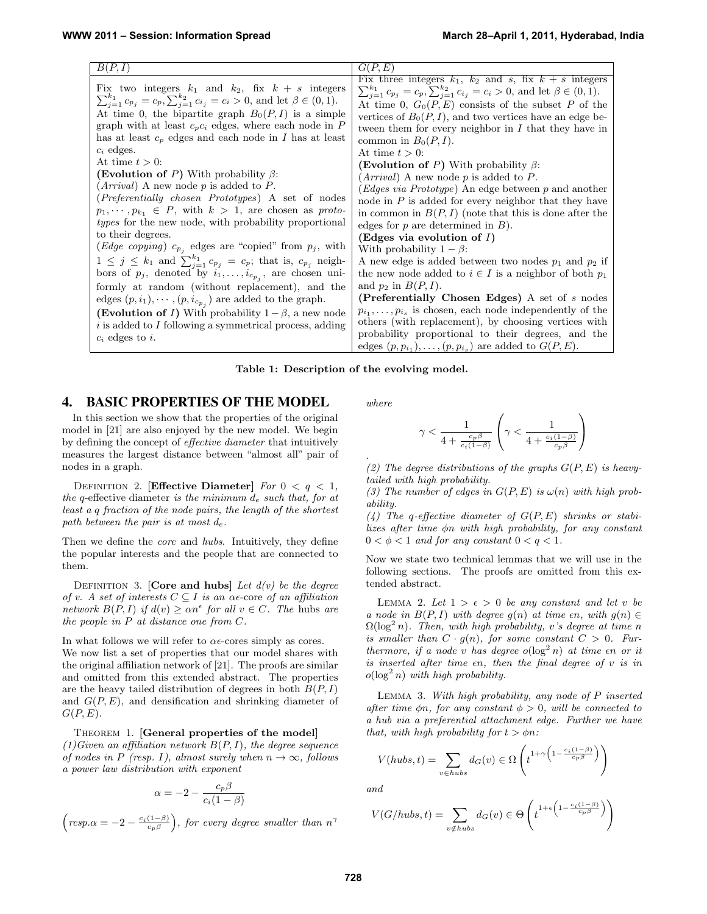| $B(P,I)$ | $G(P,E)$ |
|---|---|
| Fix two integers $k_1$ and $k_2$, fix $k+s$ integers $\sum_{j=1}^{k_1} c_{p_j} = c_p, \sum_{j=1}^{k_2} c_{i_j} = c_i > 0$, and let $\beta \in (0,1)$.<br>At time 0, the bipartite graph $B_0(P,I)$ is a simple graph with at least $c_p c_i$ edges, where each node in $P$ has at least $c_p$ edges and each node in $I$ has at least $c_i$ edges.<br>At time $t > 0$:<br>**(Evolution of** $P$**)** With probability $\beta$:<br>(*Arrival*) A new node $p$ is added to $P$.<br>(*Preferentially chosen Prototypes*) A set of nodes $p_1, \cdots, p_{k_1} \in P$, with $k > 1$, are chosen as *prototypes* for the new node, with probability proportional to their degrees.<br>(*Edge copying*) $c_{p_j}$ edges are "copied" from $p_j$, with $1 \leq j \leq k_1$ and $\sum_{j=1}^{k_1} c_{p_j} = c_p$; that is, $c_{p_j}$ neighbors of $p_j$, denoted by $i_1, \ldots, i_{c_{p_j}}$, are chosen uniformly at random (without replacement), and the edges $(p, i_1), \cdots, (p, i_{c_{p_j}})$ are added to the graph.<br>**(Evolution of** $I$**)** With probability $1-\beta$, a new node $i$ is added to $I$ following a symmetrical process, adding $c_i$ edges to $i$. | Fix three integers $k_1$, $k_2$ and $s$, fix $k+s$ integers $\sum_{j=1}^{k_1} c_{p_j} = c_p, \sum_{j=1}^{k_2} c_{i_j} = c_i > 0$, and let $\beta \in (0,1)$.<br>At time 0, $G_0(P,E)$ consists of the subset $P$ of the vertices of $B_0(P,I)$, and two vertices have an edge between them for every neighbor in $I$ that they have in common in $B_0(P,I)$.<br>At time $t > 0$:<br>**(Evolution of** $P$**)** With probability $\beta$:<br>(*Arrival*) A new node $p$ is added to $P$.<br>(*Edges via Prototype*) An edge between $p$ and another node in $P$ is added for every neighbor that they have in common in $B(P,I)$ (note that this is done after the edges for $p$ are determined in $B$).<br>**(Edges via evolution of** $I$**)**<br>With probability $1-\beta$:<br>A new edge is added between two nodes $p_1$ and $p_2$ if the new node added to $i \in I$ is a neighbor of both $p_1$ and $p_2$ in $B(P,I)$.<br>**(Preferentially Chosen Edges)** A set of $s$ nodes $p_{i_1}, \ldots, p_{i_s}$ is chosen, each node independently of the others (with replacement), by choosing vertices with probability proportional to their degrees, and the edges $(p, p_{i_1}), \ldots, (p, p_{i_s})$ are added to $G(P,E)$. |

**Table 1: Description of the evolving model.**

## 4. BASIC PROPERTIES OF THE MODEL

In this section we show that the properties of the original model in [21] are also enjoyed by the new model. We begin by defining the concept of *effective diameter* that intuitively measures the largest distance between "almost all" pair of nodes in a graph.

DEFINITION 2. **[Effective Diameter]** *For $0 < q < 1$, the q-*effective diameter *is the minimum $d_e$ such that, for at least a $q$ fraction of the node pairs, the length of the shortest path between the pair is at most $d_e$.*

Then we define the *core* and *hubs*. Intuitively, they define the popular interests and the people that are connected to them.

DEFINITION 3. **[Core and hubs]** *Let $d(v)$ be the degree of $v$. A set of interests $C \subseteq I$ is an $\alpha\epsilon$-core of an affiliation network $B(P,I)$ if $d(v) \geq \alpha n^{\epsilon}$ for all $v \in C$. The* hubs *are the people in $P$ at distance one from $C$.*

In what follows we will refer to $\alpha\epsilon$-cores simply as cores.

We now list a set of properties that our model shares with the original affiliation network of [21]. The proofs are similar and omitted from this extended abstract. The properties are the heavy tailed distribution of degrees in both $B(P,I)$ and $G(P,E)$, and densification and shrinking diameter of $G(P,E)$.

THEOREM 1. **[General properties of the model]** *(1)Given an affiliation network $B(P,I)$, the degree sequence of nodes in $P$ (resp. $I$), almost surely when $n \to \infty$, follows a power law distribution with exponent*

$$\alpha = -2 - \frac{c_p \beta}{c_i(1-\beta)}$$

$\left(resp. \alpha = -2 - \frac{c_i(1-\beta)}{c_p \beta}\right)$*, for every degree smaller than $n^{\gamma}$ where*

$$\gamma < \frac{1}{4 + \frac{c_p \beta}{c_i(1-\beta)}} \left(\gamma < \frac{1}{4 + \frac{c_i(1-\beta)}{c_p \beta}}\right)$$

*.*

*(2) The degree distributions of the graphs $G(P,E)$ is heavy-tailed with high probability.*

*(3) The number of edges in $G(P,E)$ is $\omega(n)$ with high probability.*

*(4) The q-effective diameter of $G(P,E)$ shrinks or stabilizes after time $\phi n$ with high probability, for any constant $0 < \phi < 1$ and for any constant $0 < q < 1$.*

Now we state two technical lemmas that we will use in the following sections. The proofs are omitted from this extended abstract.

LEMMA 2. *Let $1 > \epsilon > 0$ be any constant and let $v$ be a node in $B(P,I)$ with degree $g(n)$ at time $\epsilon n$, with $g(n) \in \Omega(\log^2 n)$. Then, with high probability, $v$'s degree at time $n$ is smaller than $C \cdot g(n)$, for some constant $C > 0$. Furthermore, if a node $v$ has degree $o(\log^2 n)$ at time $\epsilon n$ or it is inserted after time $\epsilon n$, then the final degree of $v$ is in $o(\log^2 n)$ with high probability.*

LEMMA 3. *With high probability, any node of $P$ inserted after time $\phi n$, for any constant $\phi > 0$, will be connected to a hub via a preferential attachment edge. Further we have that, with high probability for $t > \phi n$:*

$$V(hubs, t) = \sum_{v \in hubs} d_G(v) \in \Omega\left(t^{1+\gamma\left(1 - \frac{c_i(1-\beta)}{c_p\beta}\right)}\right)$$

*and*

$$V(G/hubs, t) = \sum_{v \notin hubs} d_G(v) \in \Theta\left(t^{1+\epsilon\left(1 - \frac{c_i(1-\beta)}{c_p\beta}\right)}\right)$$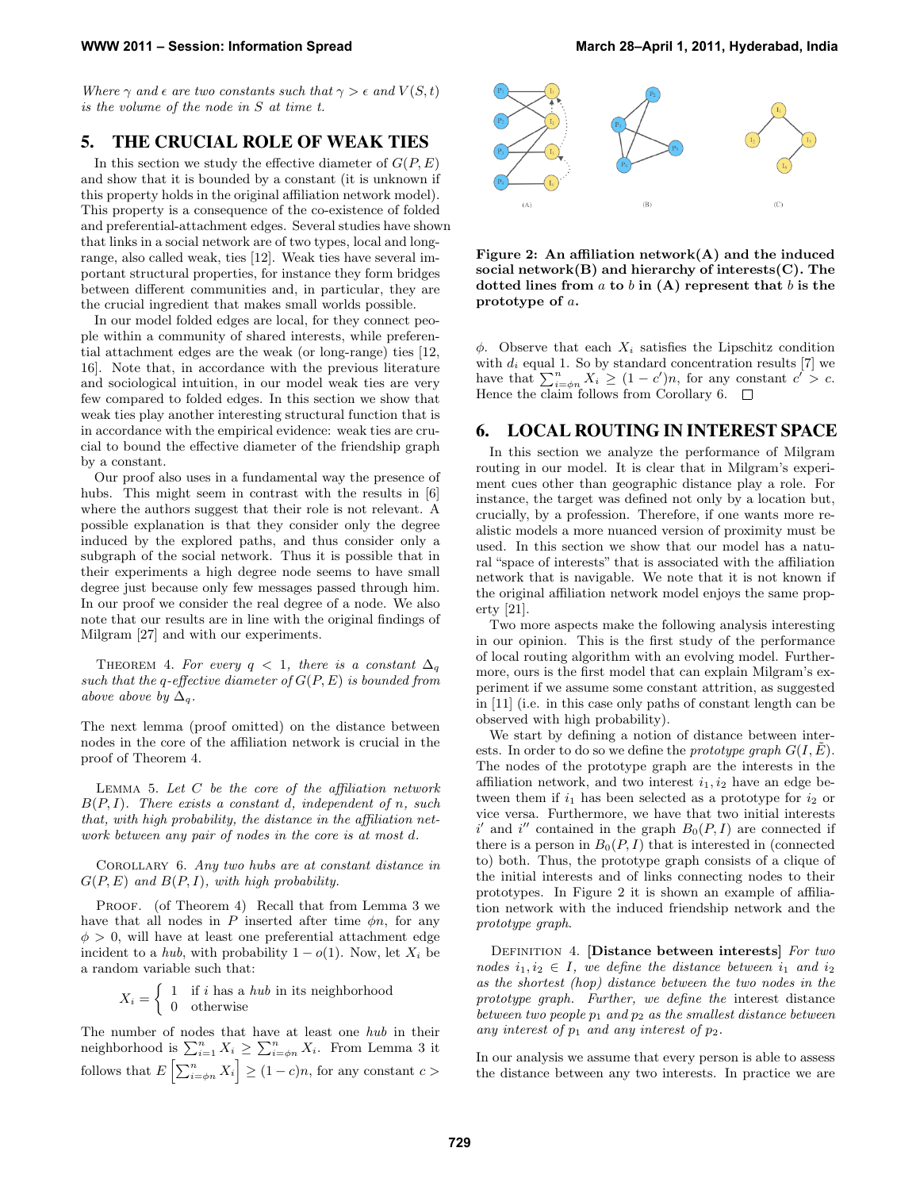*Where $\gamma$ and $\epsilon$ are two constants such that $\gamma > \epsilon$ and $V(S,t)$ is the volume of the node in $S$ at time $t$.*

## 5. THE CRUCIAL ROLE OF WEAK TIES

In this section we study the effective diameter of $G(P,E)$ and show that it is bounded by a constant (it is unknown if this property holds in the original affiliation network model). This property is a consequence of the co-existence of folded and preferential-attachment edges. Several studies have shown that links in a social network are of two types, local and long-range, also called weak, ties [12]. Weak ties have several important structural properties, for instance they form bridges between different communities and, in particular, they are the crucial ingredient that makes small worlds possible.

In our model folded edges are local, for they connect people within a community of shared interests, while preferential attachment edges are the weak (or long-range) ties [12, 16]. Note that, in accordance with the previous literature and sociological intuition, in our model weak ties are very few compared to folded edges. In this section we show that weak ties play another interesting structural function that is in accordance with the empirical evidence: weak ties are crucial to bound the effective diameter of the friendship graph by a constant.

Our proof also uses in a fundamental way the presence of hubs. This might seem in contrast with the results in [6] where the authors suggest that their role is not relevant. A possible explanation is that they consider only the degree induced by the explored paths, and thus consider only a subgraph of the social network. Thus it is possible that in their experiments a high degree node seems to have small degree just because only few messages passed through him. In our proof we consider the real degree of a node. We also note that our results are in line with the original findings of Milgram [27] and with our experiments.

THEOREM 4. *For every $q < 1$, there is a constant $\Delta_q$ such that the $q$-effective diameter of $G(P,E)$ is bounded from above above by $\Delta_q$.*

The next lemma (proof omitted) on the distance between nodes in the core of the affiliation network is crucial in the proof of Theorem 4.

LEMMA 5. *Let $C$ be the core of the affiliation network $B(P,I)$. There exists a constant $d$, independent of $n$, such that, with high probability, the distance in the affiliation network between any pair of nodes in the core is at most $d$.*

COROLLARY 6. *Any two hubs are at constant distance in $G(P,E)$ and $B(P,I)$, with high probability.*

PROOF. (of Theorem 4) Recall that from Lemma 3 we have that all nodes in $P$ inserted after time $\phi n$, for any $\phi > 0$, will have at least one preferential attachment edge incident to a *hub*, with probability $1 - o(1)$. Now, let $X_i$ be a random variable such that:

$$X_i = \begin{cases} 1 & \text{if } i \text{ has a } hub \text{ in its neighborhood} \\ 0 & \text{otherwise} \end{cases}$$

The number of nodes that have at least one *hub* in their neighborhood is $\sum_{i=1}^{n} X_i \geq \sum_{i=\phi n}^{n} X_i$. From Lemma 3 it follows that $E\left[\sum_{i=\phi n}^{n} X_i\right] \geq (1-c)n$, for any constant $c > \phi$. Observe that each $X_i$ satisfies the Lipschitz condition with $d_i$ equal 1. So by standard concentration results [7] we have that $\sum_{i=\phi n}^{n} X_i \geq (1-c')n$, for any constant $c' > c$. Hence the claim follows from Corollary 6. $\square$

Figure 2: An affiliation network(A) and the induced social network(B) and hierarchy of interests(C). The dotted lines from $a$ to $b$ in (A) represent that $b$ is the prototype of $a$.

## 6. LOCAL ROUTING IN INTEREST SPACE

In this section we analyze the performance of Milgram routing in our model. It is clear that in Milgram's experiment cues other than geographic distance play a role. For instance, the target was defined not only by a location but, crucially, by a profession. Therefore, if one wants more realistic models a more nuanced version of proximity must be used. In this section we show that our model has a natural "space of interests" that is associated with the affiliation network that is navigable. We note that it is not known if the original affiliation network model enjoys the same property [21].

Two more aspects make the following analysis interesting in our opinion. This is the first study of the performance of local routing algorithm with an evolving model. Furthermore, ours is the first model that can explain Milgram's experiment if we assume some constant attrition, as suggested in [11] (i.e. in this case only paths of constant length can be observed with high probability).

We start by defining a notion of distance between interests. In order to do so we define the *prototype graph* $G(I,\tilde{E})$. The nodes of the prototype graph are the interests in the affiliation network, and two interest $i_1, i_2$ have an edge between them if $i_1$ has been selected as a prototype for $i_2$ or vice versa. Furthermore, we have that two initial interests $i'$ and $i''$ contained in the graph $B_0(P,I)$ are connected if there is a person in $B_0(P,I)$ that is interested in (connected to) both. Thus, the prototype graph consists of a clique of the initial interests and of links connecting nodes to their prototypes. In Figure 2 it is shown an example of affiliation network with the induced friendship network and the *prototype graph*.

DEFINITION 4. **[Distance between interests]** *For two nodes $i_1, i_2 \in I$, we define the distance between $i_1$ and $i_2$ as the shortest (hop) distance between the two nodes in the prototype graph. Further, we define the interest distance between two people $p_1$ and $p_2$ as the smallest distance between any interest of $p_1$ and any interest of $p_2$.*

In our analysis we assume that every person is able to assess the distance between any two interests. In practice we are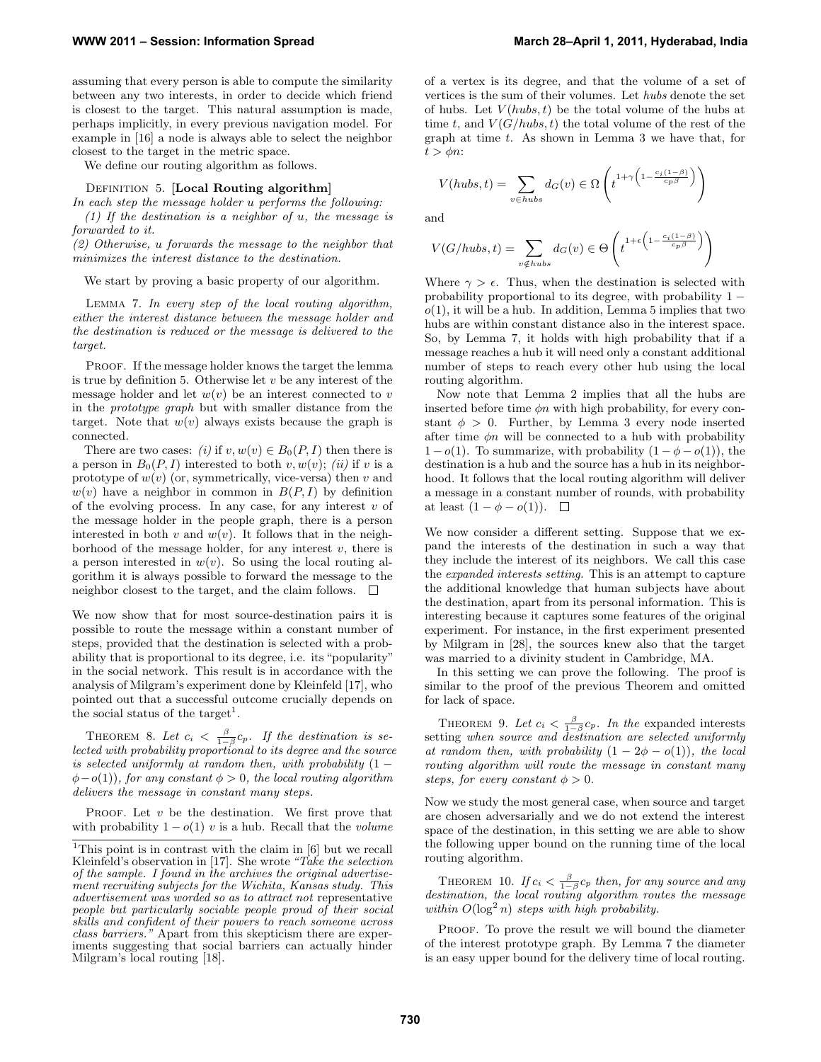assuming that every person is able to compute the similarity between any two interests, in order to decide which friend is closest to the target. This natural assumption is made, perhaps implicitly, in every previous navigation model. For example in [16] a node is always able to select the neighbor closest to the target in the metric space.

We define our routing algorithm as follows.

Definition 5. **[Local Routing algorithm]**

*In each step the message holder u performs the following:*

*(1) If the destination is a neighbor of u, the message is forwarded to it.*

*(2) Otherwise, u forwards the message to the neighbor that minimizes the interest distance to the destination.*

We start by proving a basic property of our algorithm.

Lemma 7. *In every step of the local routing algorithm, either the interest distance between the message holder and the destination is reduced or the message is delivered to the target.*

Proof. If the message holder knows the target the lemma is true by definition 5. Otherwise let $v$ be any interest of the message holder and let $w(v)$ be an interest connected to $v$ in the *prototype graph* but with smaller distance from the target. Note that $w(v)$ always exists because the graph is connected.

There are two cases: *(i)* if $v, w(v) \in B_0(P, I)$ then there is a person in $B_0(P, I)$ interested to both $v, w(v)$; *(ii)* if $v$ is a prototype of $w(v)$ (or, symmetrically, vice-versa) then $v$ and $w(v)$ have a neighbor in common in $B(P, I)$ by definition of the evolving process. In any case, for any interest $v$ of the message holder in the people graph, there is a person interested in both $v$ and $w(v)$. It follows that in the neighborhood of the message holder, for any interest $v$, there is a person interested in $w(v)$. So using the local routing algorithm it is always possible to forward the message to the neighbor closest to the target, and the claim follows. □

We now show that for most source-destination pairs it is possible to route the message within a constant number of steps, provided that the destination is selected with a probability that is proportional to its degree, i.e. its "popularity" in the social network. This result is in accordance with the analysis of Milgram's experiment done by Kleinfeld [17], who pointed out that a successful outcome crucially depends on the social status of the target[1].

Theorem 8. *Let $c_i < \frac{\beta}{1-\beta} c_p$. If the destination is selected with probability proportional to its degree and the source is selected uniformly at random then, with probability $(1 - \phi - o(1))$, for any constant $\phi > 0$, the local routing algorithm delivers the message in constant many steps.*

Proof. Let $v$ be the destination. We first prove that with probability $1 - o(1)$ $v$ is a hub. Recall that the *volume* of a vertex is its degree, and that the volume of a set of vertices is the sum of their volumes. Let *hubs* denote the set of hubs. Let $V(hubs, t)$ be the total volume of the hubs at time $t$, and $V(G/hubs, t)$ the total volume of the rest of the graph at time $t$. As shown in Lemma 3 we have that, for $t > \phi n$:

$$V(hubs, t) = \sum_{v \in hubs} d_G(v) \in \Omega\left(t^{1+\gamma\left(1-\frac{c_i(1-\beta)}{c_p\beta}\right)}\right)$$

and

$$V(G/hubs, t) = \sum_{v \notin hubs} d_G(v) \in \Theta\left(t^{1+\epsilon\left(1-\frac{c_i(1-\beta)}{c_p\beta}\right)}\right)$$

Where $\gamma > \epsilon$. Thus, when the destination is selected with probability proportional to its degree, with probability $1 - o(1)$, it will be a hub. In addition, Lemma 5 implies that two hubs are within constant distance also in the interest space. So, by Lemma 7, it holds with high probability that if a message reaches a hub it will need only a constant additional number of steps to reach every other hub using the local routing algorithm.

Now note that Lemma 2 implies that all the hubs are inserted before time $\phi n$ with high probability, for every constant $\phi > 0$. Further, by Lemma 3 every node inserted after time $\phi n$ will be connected to a hub with probability $1 - o(1)$. To summarize, with probability $(1 - \phi - o(1))$, the destination is a hub and the source has a hub in its neighborhood. It follows that the local routing algorithm will deliver a message in a constant number of rounds, with probability at least $(1 - \phi - o(1))$. □

We now consider a different setting. Suppose that we expand the interests of the destination in such a way that they include the interest of its neighbors. We call this case the *expanded interests setting*. This is an attempt to capture the additional knowledge that human subjects have about the destination, apart from its personal information. This is interesting because it captures some features of the original experiment. For instance, in the first experiment presented by Milgram in [28], the sources knew also that the target was married to a divinity student in Cambridge, MA.

In this setting we can prove the following. The proof is similar to the proof of the previous Theorem and omitted for lack of space.

Theorem 9. *Let $c_i < \frac{\beta}{1-\beta} c_p$. In the* expanded interests *setting when source and destination are selected uniformly at random then, with probability $(1 - 2\phi - o(1))$, the local routing algorithm will route the message in constant many steps, for every constant $\phi > 0$.*

Now we study the most general case, when source and target are chosen adversarially and we do not extend the interest space of the destination, in this setting we are able to show the following upper bound on the running time of the local routing algorithm.

Theorem 10. *If $c_i < \frac{\beta}{1-\beta} c_p$ then, for any source and any destination, the local routing algorithm routes the message within $O(\log^2 n)$ steps with high probability.*

Proof. To prove the result we will bound the diameter of the interest prototype graph. By Lemma 7 the diameter is an easy upper bound for the delivery time of local routing.

[1] This point is in contrast with the claim in [6] but we recall Kleinfeld's observation in [17]. She wrote *"Take the selection of the sample. I found in the archives the original advertisement recruiting subjects for the Wichita, Kansas study. This advertisement was worded so as to attract not* representative *people but particularly sociable people proud of their social skills and confident of their powers to reach someone across class barriers."* Apart from this skepticism there are experiments suggesting that social barriers can actually hinder Milgram's local routing [18].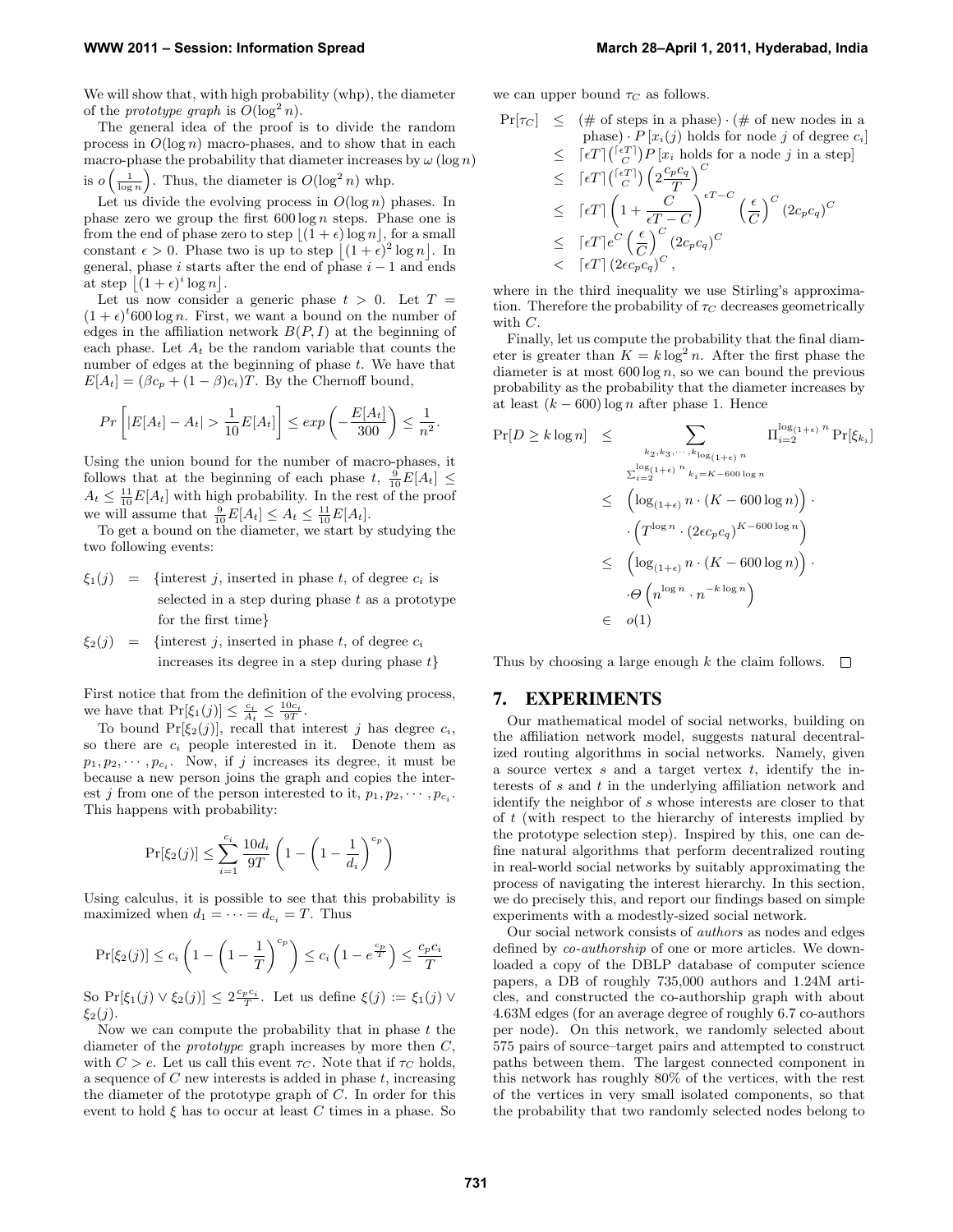We will show that, with high probability (whp), the diameter of the *prototype graph* is $O(\log^2 n)$.

The general idea of the proof is to divide the random process in $O(\log n)$ macro-phases, and to show that in each macro-phase the probability that diameter increases by $\omega(\log n)$ is $o\left(\frac{1}{\log n}\right)$. Thus, the diameter is $O(\log^2 n)$ whp.

Let us divide the evolving process in $O(\log n)$ phases. In phase zero we group the first $600 \log n$ steps. Phase one is from the end of phase zero to step $\lfloor (1+\epsilon)\log n \rfloor$, for a small constant $\epsilon > 0$. Phase two is up to step $\lfloor (1+\epsilon)^2 \log n \rfloor$. In general, phase $i$ starts after the end of phase $i-1$ and ends at step $\lfloor (1+\epsilon)^i \log n \rfloor$.

Let us now consider a generic phase $t > 0$. Let $T = (1+\epsilon)^t 600 \log n$. First, we want a bound on the number of edges in the affiliation network $B(P, I)$ at the beginning of each phase. Let $A_t$ be the random variable that counts the number of edges at the beginning of phase $t$. We have that $E[A_t] = (\beta c_p + (1-\beta)c_i)T$. By the Chernoff bound,

$$Pr\left[|E[A_t] - A_t| > \frac{1}{10}E[A_t]\right] \le exp\left(-\frac{E[A_t]}{300}\right) \le \frac{1}{n^2}.$$

Using the union bound for the number of macro-phases, it follows that at the beginning of each phase $t$, $\frac{9}{10}E[A_t] \le A_t \le \frac{11}{10}E[A_t]$ with high probability. In the rest of the proof we will assume that $\frac{9}{10}E[A_t] \le A_t \le \frac{11}{10}E[A_t]$.

To get a bound on the diameter, we start by studying the two following events:

$$\xi_1(j) = \{\text{interest } j\text{, inserted in phase } t\text{, of degree } c_i \text{ is selected in a step during phase } t \text{ as a prototype for the first time}\}$$

$$\xi_2(j) = \{\text{interest } j\text{, inserted in phase } t\text{, of degree } c_i \text{ increases its degree in a step during phase } t\}$$

First notice that from the definition of the evolving process, we have that $\Pr[\xi_1(j)] \le \frac{c_i}{A_t} \le \frac{10c_i}{9T}$.

To bound $\Pr[\xi_2(j)]$, recall that interest $j$ has degree $c_i$, so there are $c_i$ people interested in it. Denote them as $p_1, p_2, \cdots, p_{c_i}$. Now, if $j$ increases its degree, it must be because a new person joins the graph and copies the interest $j$ from one of the person interested to it, $p_1, p_2, \cdots, p_{c_i}$. This happens with probability:

$$\Pr[\xi_2(j)] \le \sum_{i=1}^{c_i} \frac{10d_i}{9T}\left(1 - \left(1 - \frac{1}{d_i}\right)^{c_p}\right)$$

Using calculus, it is possible to see that this probability is maximized when $d_1 = \cdots = d_{c_i} = T$. Thus

$$\Pr[\xi_2(j)] \le c_i\left(1 - \left(1 - \frac{1}{T}\right)^{c_p}\right) \le c_i\left(1 - e^{\frac{c_p}{T}}\right) \le \frac{c_p c_i}{T}$$

So $\Pr[\xi_1(j) \vee \xi_2(j)] \le 2\frac{c_p c_i}{T}$. Let us define $\xi(j) := \xi_1(j) \vee \xi_2(j)$.

Now we can compute the probability that in phase $t$ the diameter of the *prototype* graph increases by more then $C$, with $C > e$. Let us call this event $\tau_C$. Note that if $\tau_C$ holds, a sequence of $C$ new interests is added in phase $t$, increasing the diameter of the prototype graph of $C$. In order for this event to hold $\xi$ has to occur at least $C$ times in a phase. So we can upper bound $\tau_C$ as follows.

$$\begin{aligned}
\Pr[\tau_C] &\le (\#\text{ of steps in a phase}) \cdot (\#\text{ of new nodes in a phase}) \cdot P\left[x_i(j) \text{ holds for node } j \text{ of degree } c_i\right] \\
&\le \lceil \epsilon T \rceil \binom{\lceil \epsilon T \rceil}{C} P\left[x_i \text{ holds for a node } j \text{ in a step}\right] \\
&\le \lceil \epsilon T \rceil \binom{\lceil \epsilon T \rceil}{C} \left(2\frac{c_p c_q}{T}\right)^C \\
&\le \lceil \epsilon T \rceil \left(1 + \frac{C}{\epsilon T - C}\right)^{\epsilon T - C} \left(\frac{\epsilon}{C}\right)^C (2c_p c_q)^C \\
&\le \lceil \epsilon T \rceil e^C \left(\frac{\epsilon}{C}\right)^C (2c_p c_q)^C \\
&< \lceil \epsilon T \rceil (2\epsilon c_p c_q)^C,
\end{aligned}$$

where in the third inequality we use Stirling's approximation. Therefore the probability of $\tau_C$ decreases geometrically with $C$.

Finally, let us compute the probability that the final diameter is greater than $K = k\log^2 n$. After the first phase the diameter is at most $600 \log n$, so we can bound the previous probability as the probability that the diameter increases by at least $(k - 600)\log n$ after phase 1. Hence

$$\begin{aligned}
\Pr[D \ge k\log n] &\le \sum_{\substack{k_2, k_3, \cdots, k_{\log_{(1+\epsilon)} n} \\ \sum_{i=2}^{\log_{(1+\epsilon)} n} k_i = K - 600\log n}} \Pi_{i=2}^{\log_{(1+\epsilon)} n} \Pr[\xi_{k_i}] \\
&\le \left(\log_{(1+\epsilon)} n \cdot (K - 600\log n)\right) \cdot \\
&\quad \cdot \left(T^{\log n} \cdot (2\epsilon c_p c_q)^{K - 600\log n}\right) \\
&\le \left(\log_{(1+\epsilon)} n \cdot (K - 600\log n)\right) \cdot \\
&\quad \cdot \Theta\left(n^{\log n} \cdot n^{-k\log n}\right) \\
&\in o(1)
\end{aligned}$$

Thus by choosing a large enough $k$ the claim follows. $\square$

## 7. EXPERIMENTS

Our mathematical model of social networks, building on the affiliation network model, suggests natural decentralized routing algorithms in social networks. Namely, given a source vertex $s$ and a target vertex $t$, identify the interests of $s$ and $t$ in the underlying affiliation network and identify the neighbor of $s$ whose interests are closer to that of $t$ (with respect to the hierarchy of interests implied by the prototype selection step). Inspired by this, one can define natural algorithms that perform decentralized routing in real-world social networks by suitably approximating the process of navigating the interest hierarchy. In this section, we do precisely this, and report our findings based on simple experiments with a modestly-sized social network.

Our social network consists of *authors* as nodes and edges defined by *co-authorship* of one or more articles. We downloaded a copy of the DBLP database of computer science papers, a DB of roughly 735,000 authors and 1.24M articles, and constructed the co-authorship graph with about 4.63M edges (for an average degree of roughly 6.7 co-authors per node). On this network, we randomly selected about 575 pairs of source–target pairs and attempted to construct paths between them. The largest connected component in this network has roughly 80% of the vertices, with the rest of the vertices in very small isolated components, so that the probability that two randomly selected nodes belong to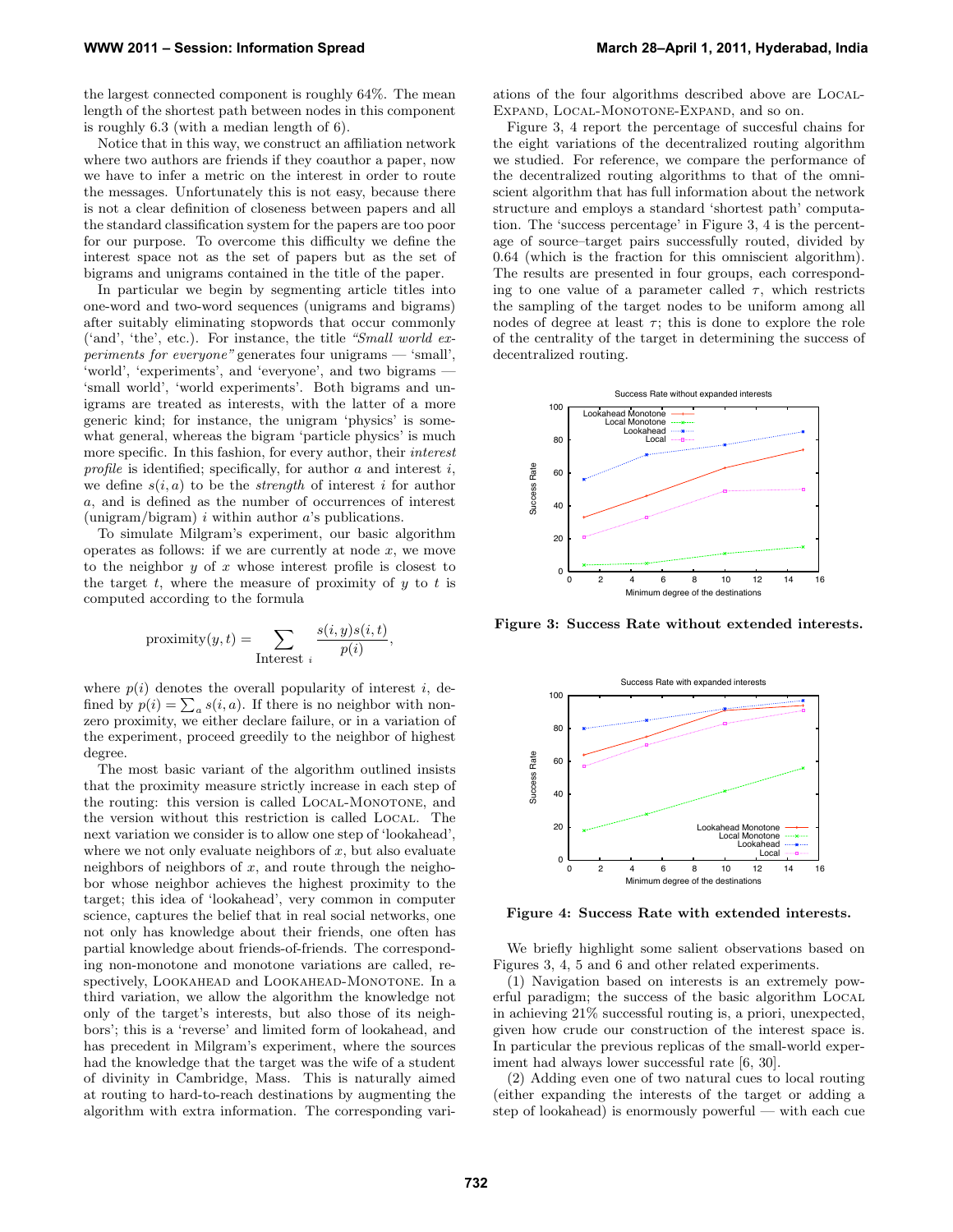the largest connected component is roughly 64%. The mean length of the shortest path between nodes in this component is roughly 6.3 (with a median length of 6).

Notice that in this way, we construct an affiliation network where two authors are friends if they coauthor a paper, now we have to infer a metric on the interest in order to route the messages. Unfortunately this is not easy, because there is not a clear definition of closeness between papers and all the standard classification system for the papers are too poor for our purpose. To overcome this difficulty we define the interest space not as the set of papers but as the set of bigrams and unigrams contained in the title of the paper.

In particular we begin by segmenting article titles into one-word and two-word sequences (unigrams and bigrams) after suitably eliminating stopwords that occur commonly ('and', 'the', etc.). For instance, the title *"Small world experiments for everyone"* generates four unigrams — 'small', 'world', 'experiments', and 'everyone', and two bigrams — 'small world', 'world experiments'. Both bigrams and unigrams are treated as interests, with the latter of a more generic kind; for instance, the unigram 'physics' is somewhat general, whereas the bigram 'particle physics' is much more specific. In this fashion, for every author, their *interest profile* is identified; specifically, for author $a$ and interest $i$, we define $s(i, a)$ to be the *strength* of interest $i$ for author $a$, and is defined as the number of occurrences of interest (unigram/bigram) $i$ within author $a$'s publications.

To simulate Milgram's experiment, our basic algorithm operates as follows: if we are currently at node $x$, we move to the neighbor $y$ of $x$ whose interest profile is closest to the target $t$, where the measure of proximity of $y$ to $t$ is computed according to the formula

$$\text{proximity}(y, t) = \sum_{\text{Interest } i} \frac{s(i, y)s(i, t)}{p(i)},$$

where $p(i)$ denotes the overall popularity of interest $i$, defined by $p(i) = \sum_a s(i, a)$. If there is no neighbor with nonzero proximity, we either declare failure, or in a variation of the experiment, proceed greedily to the neighbor of highest degree.

The most basic variant of the algorithm outlined insists that the proximity measure strictly increase in each step of the routing: this version is called LOCAL-MONOTONE, and the version without this restriction is called LOCAL. The next variation we consider is to allow one step of 'lookahead', where we not only evaluate neighbors of $x$, but also evaluate neighbors of neighbors of $x$, and route through the neighbor whose neighbor achieves the highest proximity to the target; this idea of 'lookahead', very common in computer science, captures the belief that in real social networks, one not only has knowledge about their friends, one often has partial knowledge about friends-of-friends. The corresponding non-monotone and monotone variations are called, respectively, LOOKAHEAD and LOOKAHEAD-MONOTONE. In a third variation, we allow the algorithm the knowledge not only of the target's interests, but also those of its neighbors'; this is a 'reverse' and limited form of lookahead, and has precedent in Milgram's experiment, where the sources had the knowledge that the target was the wife of a student of divinity in Cambridge, Mass. This is naturally aimed at routing to hard-to-reach destinations by augmenting the algorithm with extra information. The corresponding variations of the four algorithms described above are LOCAL-EXPAND, LOCAL-MONOTONE-EXPAND, and so on.

Figure 3, 4 report the percentage of succesful chains for the eight variations of the decentralized routing algorithm we studied. For reference, we compare the performance of the decentralized routing algorithms to that of the omniscient algorithm that has full information about the network structure and employs a standard 'shortest path' computation. The 'success percentage' in Figure 3, 4 is the percentage of source–target pairs successfully routed, divided by 0.64 (which is the fraction for this omniscient algorithm). The results are presented in four groups, each corresponding to one value of a parameter called $\tau$, which restricts the sampling of the target nodes to be uniform among all nodes of degree at least $\tau$; this is done to explore the role of the centrality of the target in determining the success of decentralized routing.

**Figure 3: Success Rate without extended interests.**

**Figure 4: Success Rate with extended interests.**

We briefly highlight some salient observations based on Figures 3, 4, 5 and 6 and other related experiments.

(1) Navigation based on interests is an extremely powerful paradigm; the success of the basic algorithm LOCAL in achieving 21% successful routing is, a priori, unexpected, given how crude our construction of the interest space is. In particular the previous replicas of the small-world experiment had always lower successful rate [6, 30].

(2) Adding even one of two natural cues to local routing (either expanding the interests of the target or adding a step of lookahead) is enormously powerful — with each cue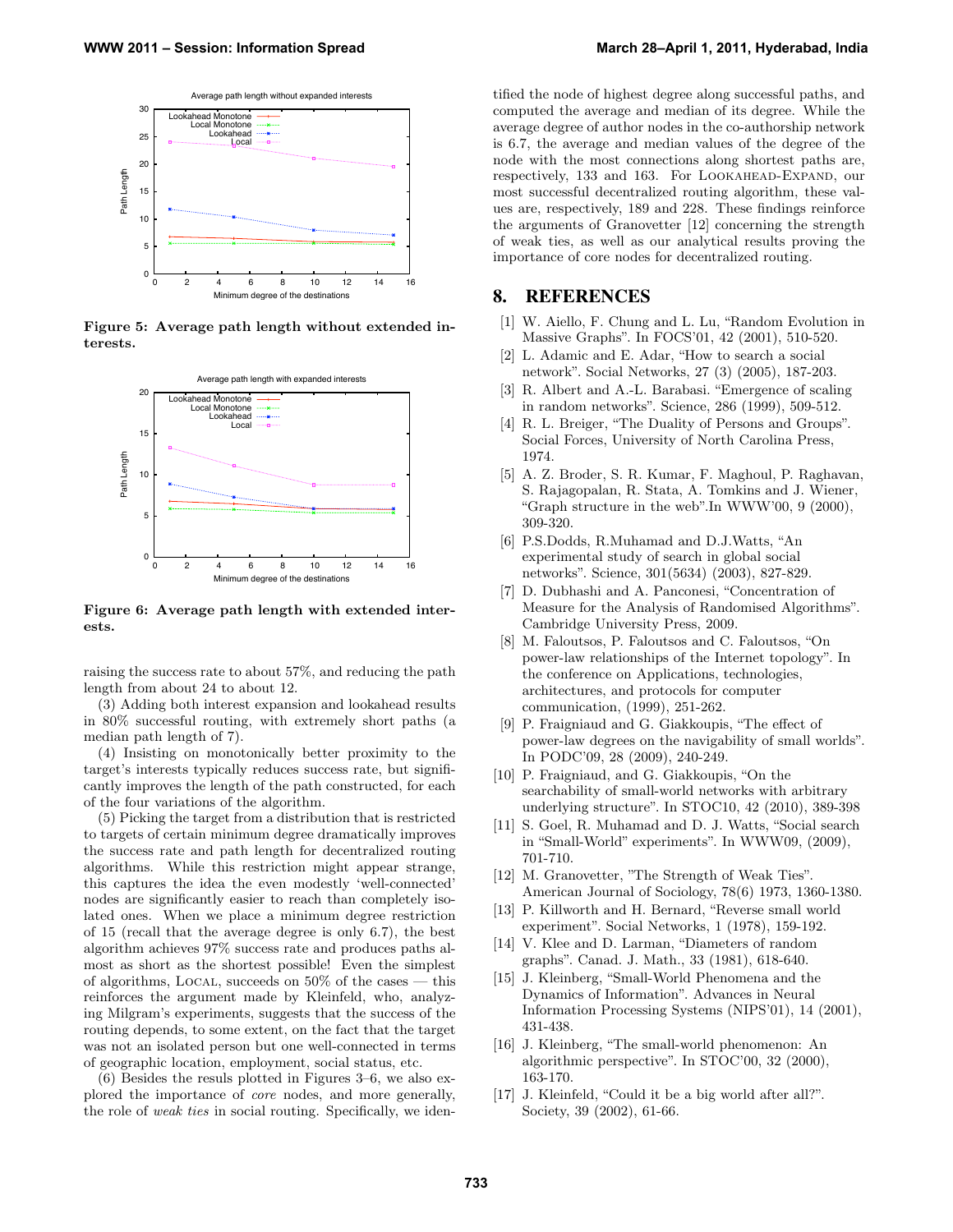Figure 5: Average path length without extended interests.

Figure 6: Average path length with extended interests.

raising the success rate to about 57%, and reducing the path length from about 24 to about 12.

(3) Adding both interest expansion and lookahead results in 80% successful routing, with extremely short paths (a median path length of 7).

(4) Insisting on monotonically better proximity to the target's interests typically reduces success rate, but significantly improves the length of the path constructed, for each of the four variations of the algorithm.

(5) Picking the target from a distribution that is restricted to targets of certain minimum degree dramatically improves the success rate and path length for decentralized routing algorithms. While this restriction might appear strange, this captures the idea the even modestly 'well-connected' nodes are significantly easier to reach than completely isolated ones. When we place a minimum degree restriction of 15 (recall that the average degree is only 6.7), the best algorithm achieves 97% success rate and produces paths almost as short as the shortest possible! Even the simplest of algorithms, LOCAL, succeeds on 50% of the cases — this reinforces the argument made by Kleinfeld, who, analyzing Milgram's experiments, suggests that the success of the routing depends, to some extent, on the fact that the target was not an isolated person but one well-connected in terms of geographic location, employment, social status, etc.

(6) Besides the resuls plotted in Figures 3–6, we also explored the importance of *core* nodes, and more generally, the role of *weak ties* in social routing. Specifically, we identified the node of highest degree along successful paths, and computed the average and median of its degree. While the average degree of author nodes in the co-authorship network is 6.7, the average and median values of the degree of the node with the most connections along shortest paths are, respectively, 133 and 163. For LOOKAHEAD-EXPAND, our most successful decentralized routing algorithm, these values are, respectively, 189 and 228. These findings reinforce the arguments of Granovetter [12] concerning the strength of weak ties, as well as our analytical results proving the importance of core nodes for decentralized routing.

## 8. REFERENCES

[1] W. Aiello, F. Chung and L. Lu, "Random Evolution in Massive Graphs". In FOCS'01, 42 (2001), 510-520.

[2] L. Adamic and E. Adar, "How to search a social network". Social Networks, 27 (3) (2005), 187-203.

[3] R. Albert and A.-L. Barabasi. "Emergence of scaling in random networks". Science, 286 (1999), 509-512.

[4] R. L. Breiger, "The Duality of Persons and Groups". Social Forces, University of North Carolina Press, 1974.

[5] A. Z. Broder, S. R. Kumar, F. Maghoul, P. Raghavan, S. Rajagopalan, R. Stata, A. Tomkins and J. Wiener, "Graph structure in the web".In WWW'00, 9 (2000), 309-320.

[6] P.S.Dodds, R.Muhamad and D.J.Watts, "An experimental study of search in global social networks". Science, 301(5634) (2003), 827-829.

[7] D. Dubhashi and A. Panconesi, "Concentration of Measure for the Analysis of Randomised Algorithms". Cambridge University Press, 2009.

[8] M. Faloutsos, P. Faloutsos and C. Faloutsos, "On power-law relationships of the Internet topology". In the conference on Applications, technologies, architectures, and protocols for computer communication, (1999), 251-262.

[9] P. Fraigniaud and G. Giakkoupis, "The effect of power-law degrees on the navigability of small worlds". In PODC'09, 28 (2009), 240-249.

[10] P. Fraigniaud, and G. Giakkoupis, "On the searchability of small-world networks with arbitrary underlying structure". In STOC10, 42 (2010), 389-398

[11] S. Goel, R. Muhamad and D. J. Watts, "Social search in "Small-World" experiments". In WWW09, (2009), 701-710.

[12] M. Granovetter, "The Strength of Weak Ties". American Journal of Sociology, 78(6) 1973, 1360-1380.

[13] P. Killworth and H. Bernard, "Reverse small world experiment". Social Networks, 1 (1978), 159-192.

[14] V. Klee and D. Larman, "Diameters of random graphs". Canad. J. Math., 33 (1981), 618-640.

[15] J. Kleinberg, "Small-World Phenomena and the Dynamics of Information". Advances in Neural Information Processing Systems (NIPS'01), 14 (2001), 431-438.

[16] J. Kleinberg, "The small-world phenomenon: An algorithmic perspective". In STOC'00, 32 (2000), 163-170.

[17] J. Kleinfeld, "Could it be a big world after all?". Society, 39 (2002), 61-66.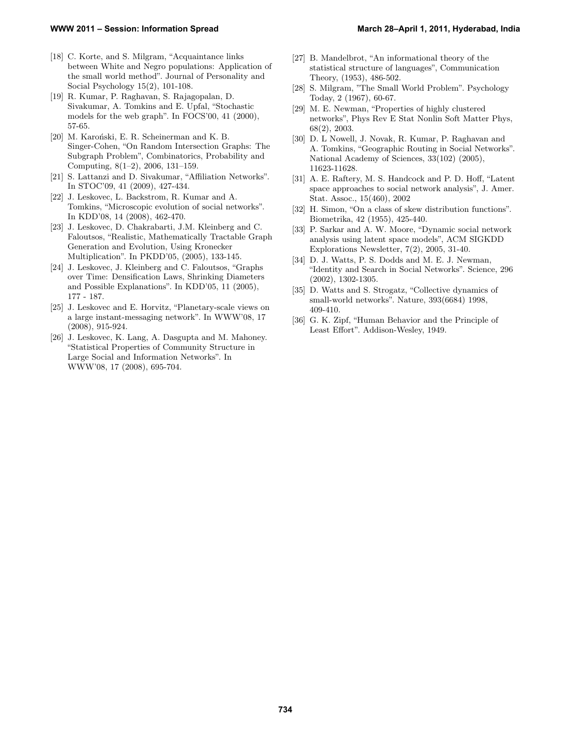[18] C. Korte, and S. Milgram, "Acquaintance links between White and Negro populations: Application of the small world method". Journal of Personality and Social Psychology 15(2), 101-108.

[19] R. Kumar, P. Raghavan, S. Rajagopalan, D. Sivakumar, A. Tomkins and E. Upfal, "Stochastic models for the web graph". In FOCS'00, 41 (2000), 57-65.

[20] M. Karoński, E. R. Scheinerman and K. B. Singer-Cohen, "On Random Intersection Graphs: The Subgraph Problem", Combinatorics, Probability and Computing, 8(1–2), 2006, 131–159.

[21] S. Lattanzi and D. Sivakumar, "Affiliation Networks". In STOC'09, 41 (2009), 427-434.

[22] J. Leskovec, L. Backstrom, R. Kumar and A. Tomkins, "Microscopic evolution of social networks". In KDD'08, 14 (2008), 462-470.

[23] J. Leskovec, D. Chakrabarti, J.M. Kleinberg and C. Faloutsos, "Realistic, Mathematically Tractable Graph Generation and Evolution, Using Kronecker Multiplication". In PKDD'05, (2005), 133-145.

[24] J. Leskovec, J. Kleinberg and C. Faloutsos, "Graphs over Time: Densification Laws, Shrinking Diameters and Possible Explanations". In KDD'05, 11 (2005), 177 - 187.

[25] J. Leskovec and E. Horvitz, "Planetary-scale views on a large instant-messaging network". In WWW'08, 17 (2008), 915-924.

[26] J. Leskovec, K. Lang, A. Dasgupta and M. Mahoney. "Statistical Properties of Community Structure in Large Social and Information Networks". In WWW'08, 17 (2008), 695-704.

[27] B. Mandelbrot, "An informational theory of the statistical structure of languages", Communication Theory, (1953), 486-502.

[28] S. Milgram, "The Small World Problem". Psychology Today, 2 (1967), 60-67.

[29] M. E. Newman, "Properties of highly clustered networks", Phys Rev E Stat Nonlin Soft Matter Phys, 68(2), 2003.

[30] D. L Nowell, J. Novak, R. Kumar, P. Raghavan and A. Tomkins, "Geographic Routing in Social Networks". National Academy of Sciences, 33(102) (2005), 11623-11628.

[31] A. E. Raftery, M. S. Handcock and P. D. Hoff, "Latent space approaches to social network analysis", J. Amer. Stat. Assoc., 15(460), 2002

[32] H. Simon, "On a class of skew distribution functions". Biometrika, 42 (1955), 425-440.

[33] P. Sarkar and A. W. Moore, "Dynamic social network analysis using latent space models", ACM SIGKDD Explorations Newsletter, 7(2), 2005, 31-40.

[34] D. J. Watts, P. S. Dodds and M. E. J. Newman, "Identity and Search in Social Networks". Science, 296 (2002), 1302-1305.

[35] D. Watts and S. Strogatz, "Collective dynamics of small-world networks". Nature, 393(6684) 1998, 409-410.

[36] G. K. Zipf, "Human Behavior and the Principle of Least Effort". Addison-Wesley, 1949.